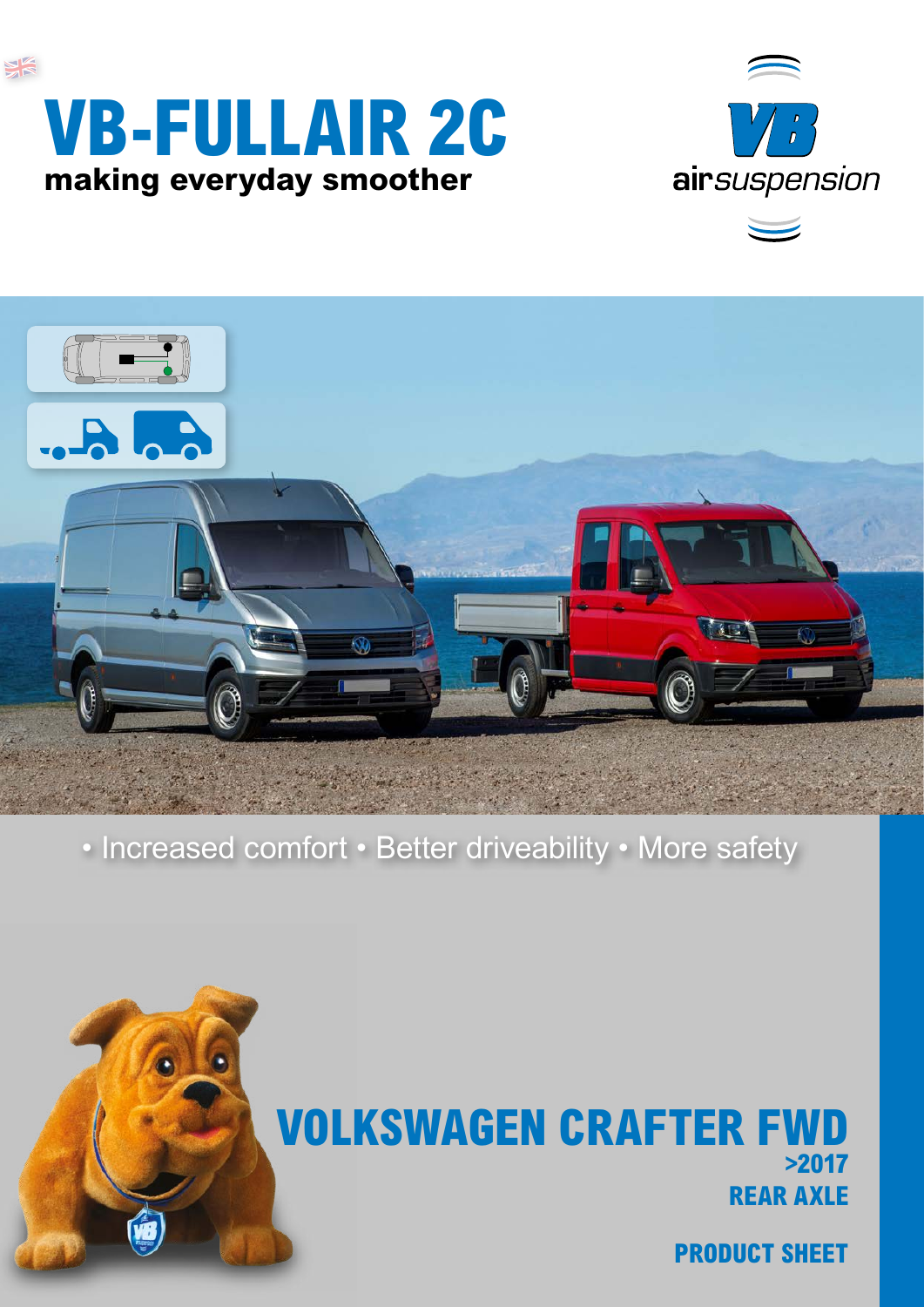# VB-FULLAIR 2C

**making everyday smoother**

VB airsuspension

• Increased comfort • Better driveability • More safety

## VOLKSWAGEN CRAFTER FWD

**>2017**

**REAR AXLE**

**PRODUCT SHEET**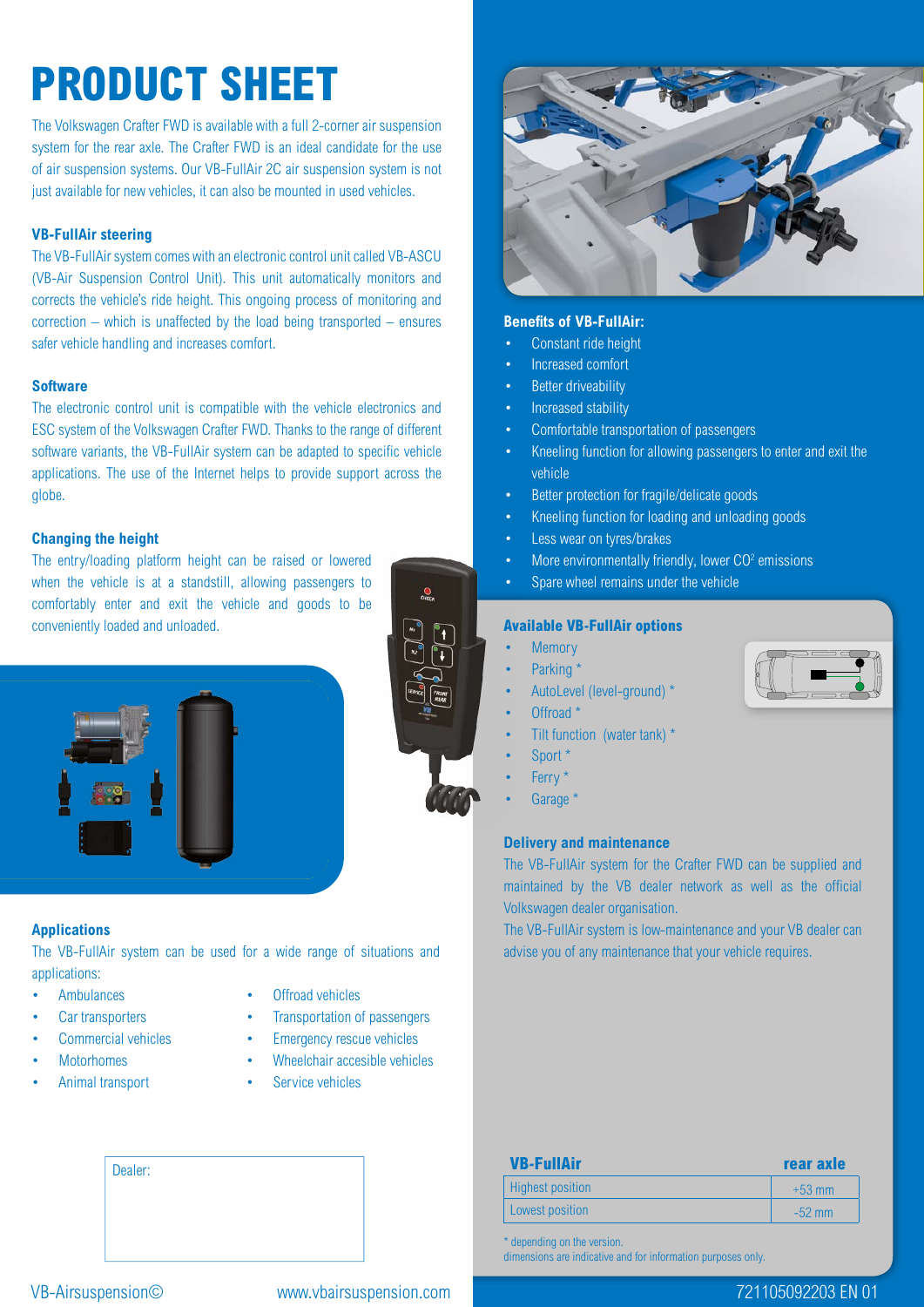# PRODUCT SHEET

The Volkswagen Crafter FWD is available with a full 2-corner air suspension system for the rear axle. The Crafter FWD is an ideal candidate for the use of air suspension systems. Our VB-FullAir 2C air suspension system is not just available for new vehicles, it can also be mounted in used vehicles.

### VB-FullAir steering

The VB-FullAir system comes with an electronic control unit called VB-ASCU (VB-Air Suspension Control Unit). This unit automatically monitors and corrects the vehicle's ride height. This ongoing process of monitoring and correction – which is unaffected by the load being transported – ensures safer vehicle handling and increases comfort.

### Software

The electronic control unit is compatible with the vehicle electronics and ESC system of the Volkswagen Crafter FWD. Thanks to the range of different software variants, the VB-FullAir system can be adapted to specific vehicle applications. The use of the Internet helps to provide support across the globe.

### Changing the height

The entry/loading platform height can be raised or lowered when the vehicle is at a standstill, allowing passengers to comfortably enter and exit the vehicle and goods to be conveniently loaded and unloaded.

### Applications

The VB-FullAir system can be used for a wide range of situations and applications:

- Ambulances
- Car transporters
- Commercial vehicles
- Motorhomes
- Animal transport
- Offroad vehicles
- Transportation of passengers
- Emergency rescue vehicles
- Wheelchair accesible vehicles
- Service vehicles

Dealer:

### Benefits of VB-FullAir:

- Constant ride height
- Increased comfort
- Better driveability
- Increased stability
- Comfortable transportation of passengers
- Kneeling function for allowing passengers to enter and exit the vehicle
- Better protection for fragile/delicate goods
- Kneeling function for loading and unloading goods
- Less wear on tyres/brakes
- More environmentally friendly, lower $CO_2$ emissions
- Spare wheel remains under the vehicle

### Available VB-FullAir options

- Memory
- Parking *
- AutoLevel (level-ground) *
- Offroad *
- Tilt function (water tank) *
- Sport *
- Ferry *
- Garage *

### Delivery and maintenance

The VB-FullAir system for the Crafter FWD can be supplied and maintained by the VB dealer network as well as the official Volkswagen dealer organisation.

The VB-FullAir system is low-maintenance and your VB dealer can advise you of any maintenance that your vehicle requires.

| VB-FullAir | rear axle |
|---|---|
| Highest position | +53 mm |
| Lowest position | -52 mm |

\* depending on the version.
dimensions are indicative and for information purposes only.

VB-Airsuspension© www.vbairsuspension.com

721105092203 EN 01